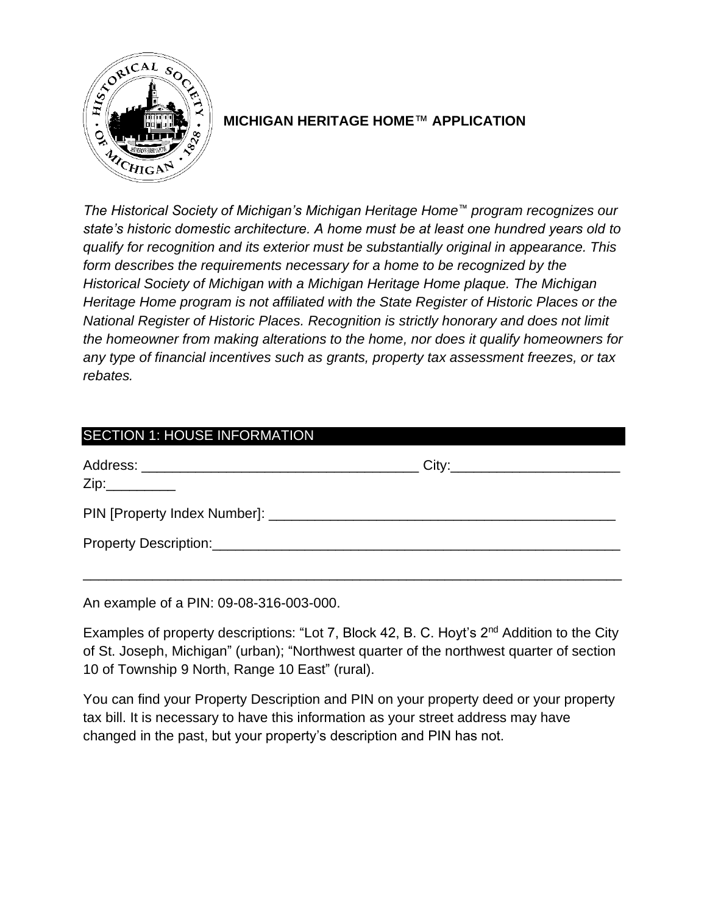# MICHIGAN HERITAGE HOME™ APPLICATION

*The Historical Society of Michigan's Michigan Heritage Home™ program recognizes our state's historic domestic architecture. A home must be at least one hundred years old to qualify for recognition and its exterior must be substantially original in appearance. This form describes the requirements necessary for a home to be recognized by the Historical Society of Michigan with a Michigan Heritage Home plaque. The Michigan Heritage Home program is not affiliated with the State Register of Historic Places or the National Register of Historic Places. Recognition is strictly honorary and does not limit the homeowner from making alterations to the home, nor does it qualify homeowners for any type of financial incentives such as grants, property tax assessment freezes, or tax rebates.*

## SECTION 1: HOUSE INFORMATION

Address: ____________________________________ City:______________________ Zip:_________

PIN [Property Index Number]: ______________________________________________

Property Description:_______________________________________________________

______________________________________________________________________

An example of a PIN: 09-08-316-003-000.

Examples of property descriptions: "Lot 7, Block 42, B. C. Hoyt's 2nd Addition to the City of St. Joseph, Michigan" (urban); "Northwest quarter of the northwest quarter of section 10 of Township 9 North, Range 10 East" (rural).

You can find your Property Description and PIN on your property deed or your property tax bill. It is necessary to have this information as your street address may have changed in the past, but your property's description and PIN has not.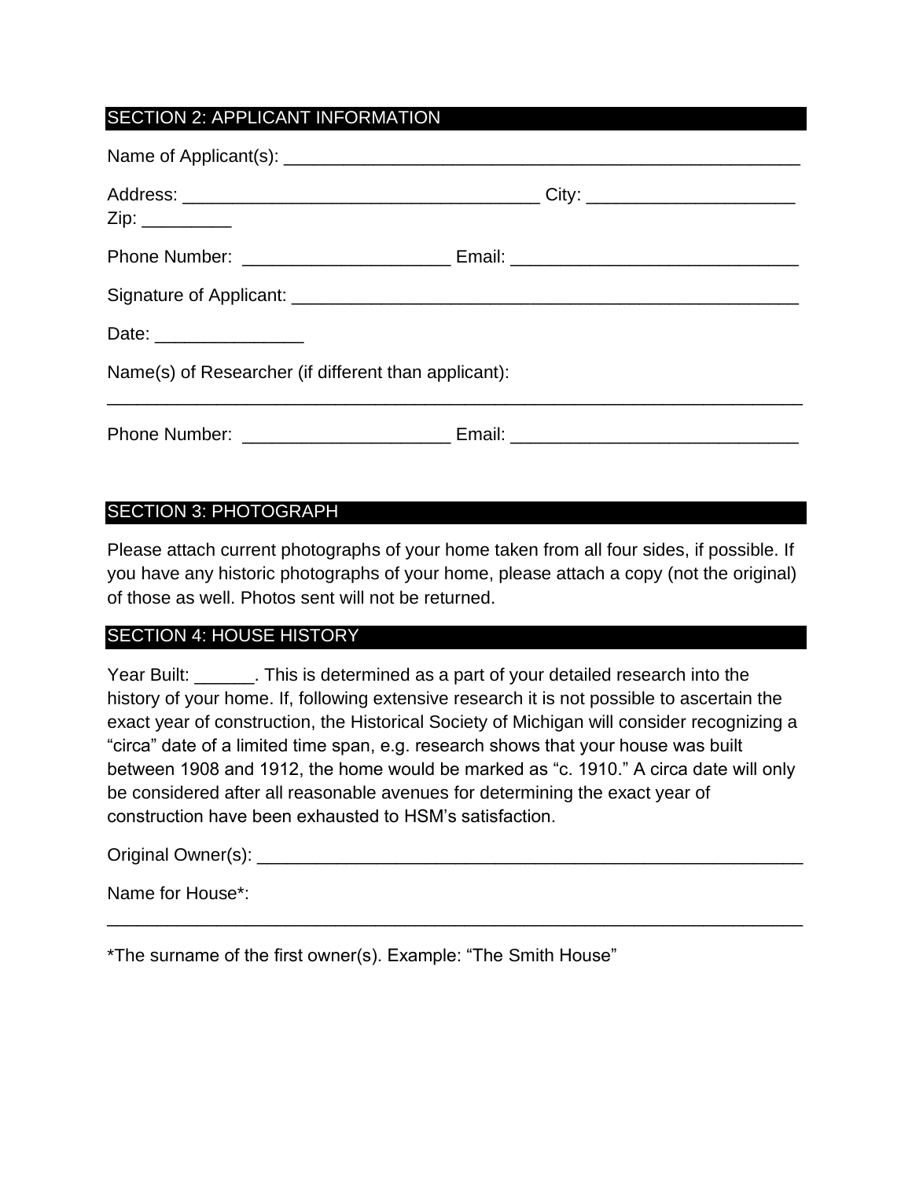## SECTION 2: APPLICANT INFORMATION

Name of Applicant(s): ___________________________________________________

Address: ___________________________________ City: ____________________ Zip: _________

Phone Number: ____________________ Email: ____________________________

Signature of Applicant: __________________________________________________

Date: _______________

Name(s) of Researcher (if different than applicant): ____________________________________________________________________

Phone Number: ____________________ Email: ____________________________

## SECTION 3: PHOTOGRAPH

Please attach current photographs of your home taken from all four sides, if possible. If you have any historic photographs of your home, please attach a copy (not the original) of those as well. Photos sent will not be returned.

## SECTION 4: HOUSE HISTORY

Year Built: ______. This is determined as a part of your detailed research into the history of your home. If, following extensive research it is not possible to ascertain the exact year of construction, the Historical Society of Michigan will consider recognizing a "circa" date of a limited time span, e.g. research shows that your house was built between 1908 and 1912, the home would be marked as "c. 1910." A circa date will only be considered after all reasonable avenues for determining the exact year of construction have been exhausted to HSM's satisfaction.

Original Owner(s): ______________________________________________________

Name for House*: ____________________________________________________________________

*The surname of the first owner(s). Example: "The Smith House"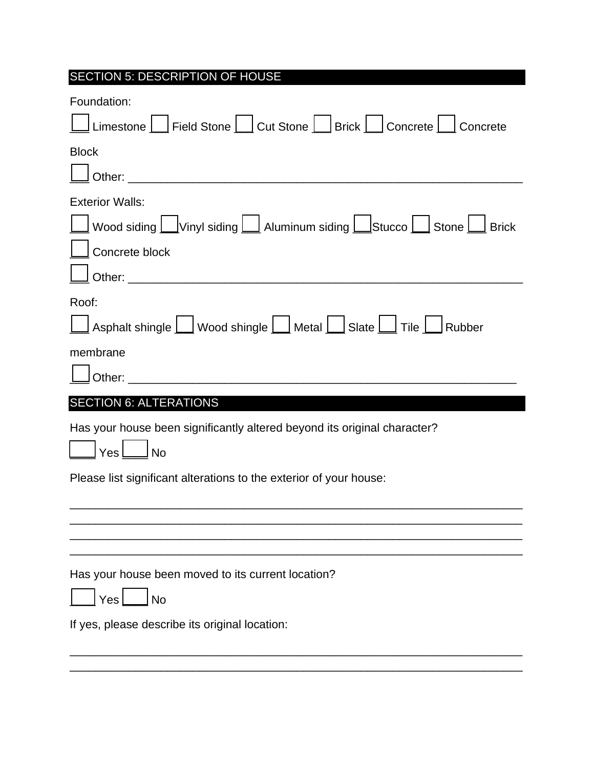## SECTION 5: DESCRIPTION OF HOUSE

Foundation:

☐ Limestone ☐ Field Stone ☐ Cut Stone ☐ Brick ☐ Concrete ☐ Concrete Block

☐ Other: ______________________________________________________________

Exterior Walls:

☐ Wood siding ☐ Vinyl siding ☐ Aluminum siding ☐ Stucco ☐ Stone ☐ Brick

☐ Concrete block

☐ Other: ______________________________________________________________

Roof:

☐ Asphalt shingle ☐ Wood shingle ☐ Metal ☐ Slate ☐ Tile ☐ Rubber membrane

☐ Other: _____________________________________________________________

## SECTION 6: ALTERATIONS

Has your house been significantly altered beyond its original character?

☐ Yes ☐ No

Please list significant alterations to the exterior of your house:

_______________________________________________________________________
_______________________________________________________________________
_______________________________________________________________________
_______________________________________________________________________

Has your house been moved to its current location?

☐ Yes ☐ No

If yes, please describe its original location:

_______________________________________________________________________
_______________________________________________________________________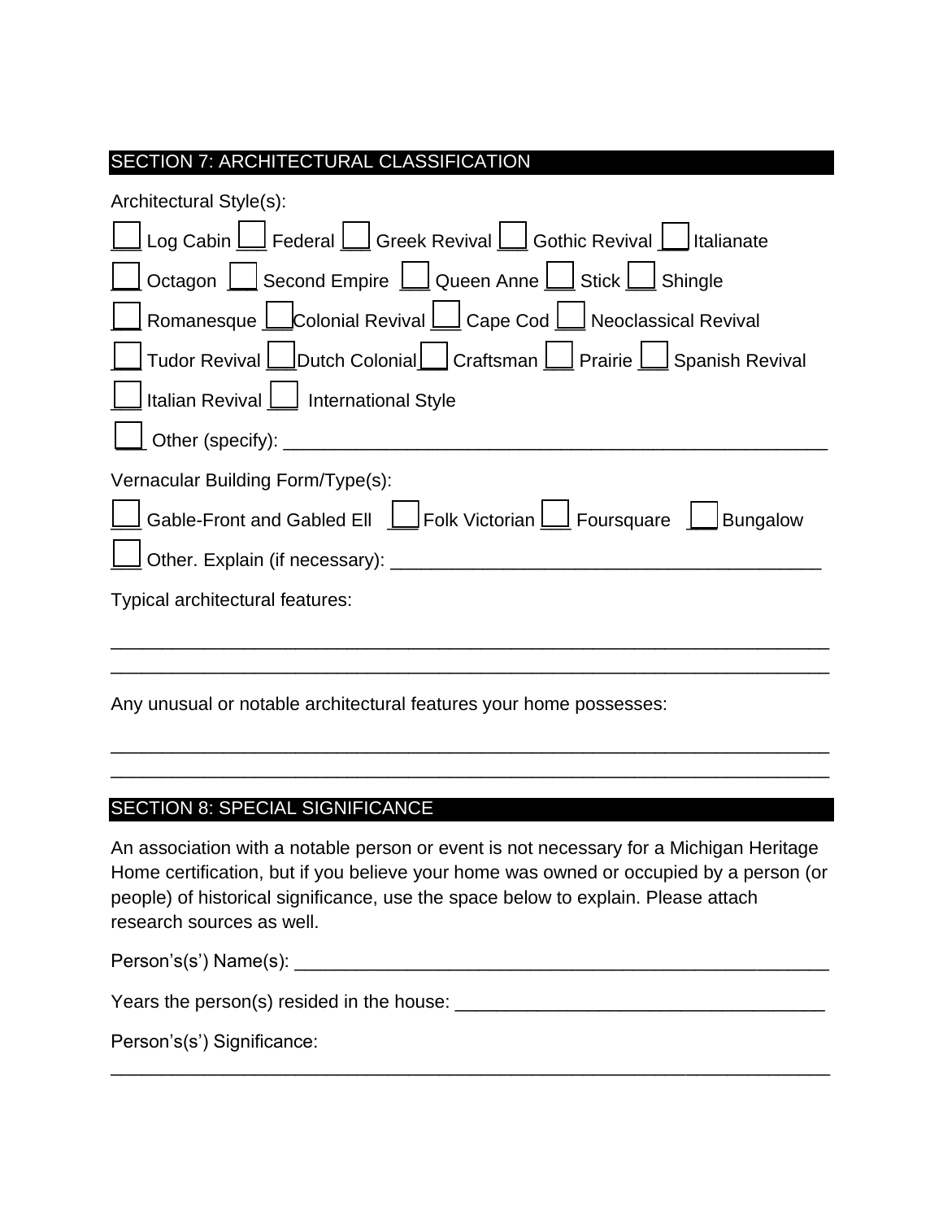## SECTION 7: ARCHITECTURAL CLASSIFICATION

Architectural Style(s):

☐ Log Cabin ☐ Federal ☐ Greek Revival ☐ Gothic Revival ☐ Italianate

☐ Octagon ☐ Second Empire ☐ Queen Anne ☐ Stick ☐ Shingle

☐ Romanesque ☐ Colonial Revival ☐ Cape Cod ☐ Neoclassical Revival

☐ Tudor Revival ☐ Dutch Colonial ☐ Craftsman ☐ Prairie ☐ Spanish Revival

☐ Italian Revival ☐ International Style

☐ Other (specify): ______________________________________________________

Vernacular Building Form/Type(s):

☐ Gable-Front and Gabled Ell ☐ Folk Victorian ☐ Foursquare ☐ Bungalow

☐ Other. Explain (if necessary): ________________________________________

Typical architectural features:

_________________________________________________________________________

_________________________________________________________________________

Any unusual or notable architectural features your home possesses:

_________________________________________________________________________

_________________________________________________________________________

## SECTION 8: SPECIAL SIGNIFICANCE

An association with a notable person or event is not necessary for a Michigan Heritage Home certification, but if you believe your home was owned or occupied by a person (or people) of historical significance, use the space below to explain. Please attach research sources as well.

Person's(s') Name(s): _____________________________________________________

Years the person(s) resided in the house: ___________________________________

Person's(s') Significance:

_________________________________________________________________________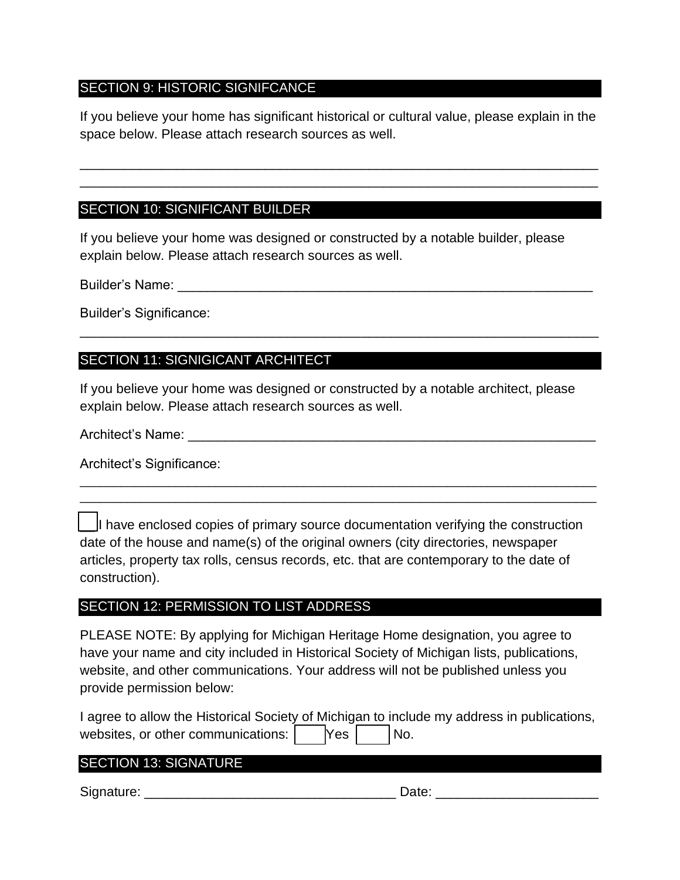## SECTION 9: HISTORIC SIGNIFCANCE

If you believe your home has significant historical or cultural value, please explain in the space below. Please attach research sources as well.

_______________________________________________________________________

_______________________________________________________________________

## SECTION 10: SIGNIFICANT BUILDER

If you believe your home was designed or constructed by a notable builder, please explain below. Please attach research sources as well.

Builder's Name: ________________________________________________________

Builder's Significance:

_______________________________________________________________________

## SECTION 11: SIGNIGICANT ARCHITECT

If you believe your home was designed or constructed by a notable architect, please explain below. Please attach research sources as well.

Architect's Name: ______________________________________________________

Architect's Significance:

_______________________________________________________________________

_______________________________________________________________________

☐ I have enclosed copies of primary source documentation verifying the construction date of the house and name(s) of the original owners (city directories, newspaper articles, property tax rolls, census records, etc. that are contemporary to the date of construction).

## SECTION 12: PERMISSION TO LIST ADDRESS

PLEASE NOTE: By applying for Michigan Heritage Home designation, you agree to have your name and city included in Historical Society of Michigan lists, publications, website, and other communications. Your address will not be published unless you provide permission below:

I agree to allow the Historical Society of Michigan to include my address in publications, websites, or other communications: ☐ Yes ☐ No.

## SECTION 13: SIGNATURE

Signature: _________________________________ Date: _____________________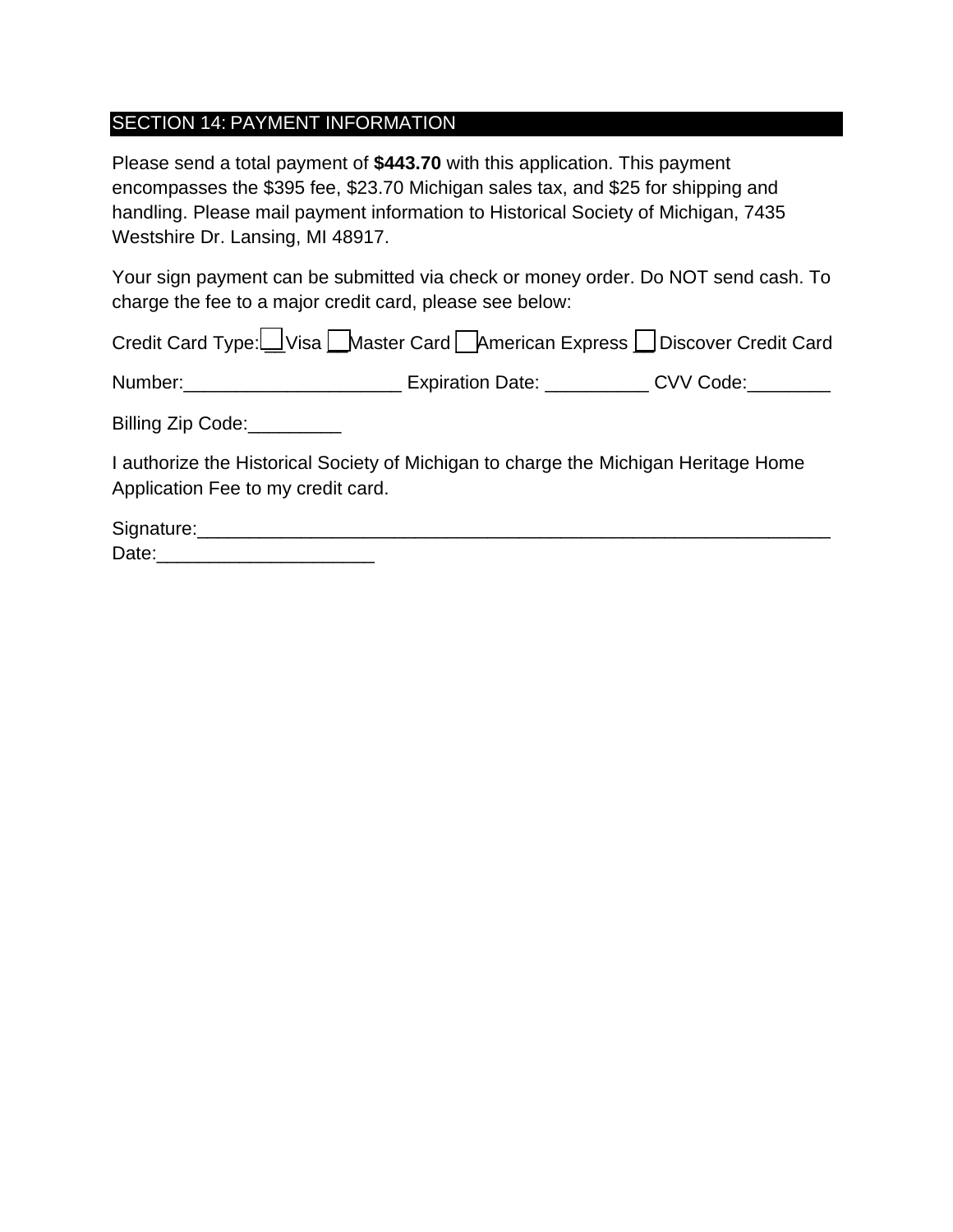## SECTION 14: PAYMENT INFORMATION

Please send a total payment of **$443.70** with this application. This payment encompasses the $395 fee, $23.70 Michigan sales tax, and $25 for shipping and handling. Please mail payment information to Historical Society of Michigan, 7435 Westshire Dr. Lansing, MI 48917.

Your sign payment can be submitted via check or money order. Do NOT send cash. To charge the fee to a major credit card, please see below:

Credit Card Type: ☐ Visa ☐ Master Card ☐ American Express ☐ Discover Credit Card

Number:_____________________ Expiration Date: __________ CVV Code:________

Billing Zip Code:_________

I authorize the Historical Society of Michigan to charge the Michigan Heritage Home Application Fee to my credit card.

Signature:_______________________________________________________________
Date:_____________________